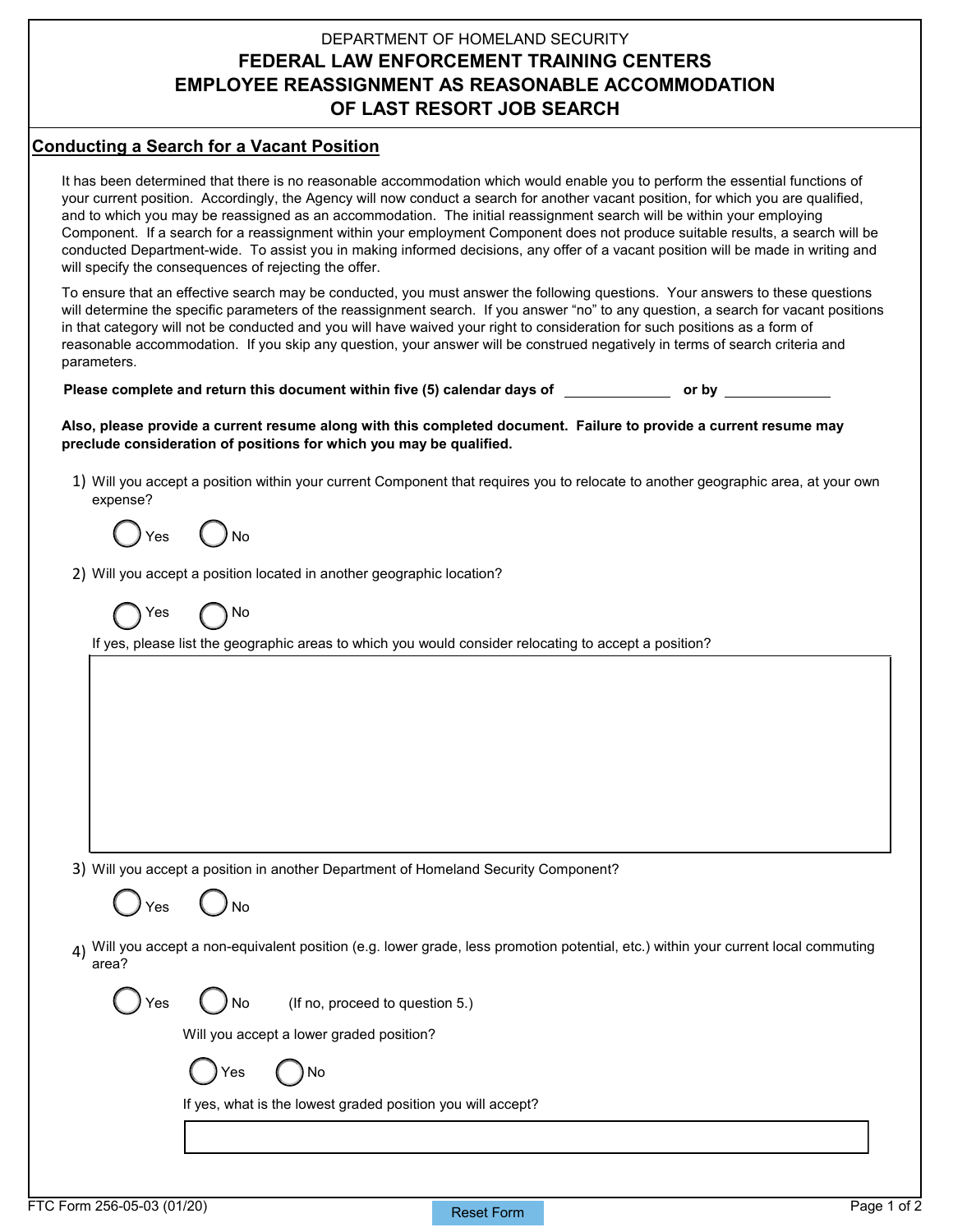DEPARTMENT OF HOMELAND SECURITY

# FEDERAL LAW ENFORCEMENT TRAINING CENTERS EMPLOYEE REASSIGNMENT AS REASONABLE ACCOMMODATION OF LAST RESORT JOB SEARCH

## Conducting a Search for a Vacant Position

It has been determined that there is no reasonable accommodation which would enable you to perform the essential functions of your current position. Accordingly, the Agency will now conduct a search for another vacant position, for which you are qualified, and to which you may be reassigned as an accommodation. The initial reassignment search will be within your employing Component. If a search for a reassignment within your employment Component does not produce suitable results, a search will be conducted Department-wide. To assist you in making informed decisions, any offer of a vacant position will be made in writing and will specify the consequences of rejecting the offer.

To ensure that an effective search may be conducted, you must answer the following questions. Your answers to these questions will determine the specific parameters of the reassignment search. If you answer "no" to any question, a search for vacant positions in that category will not be conducted and you will have waived your right to consideration for such positions as a form of reasonable accommodation. If you skip any question, your answer will be construed negatively in terms of search criteria and parameters.

**Please complete and return this document within five (5) calendar days of \_\_\_\_\_\_\_\_\_\_ or by \_\_\_\_\_\_\_\_\_\_**

**Also, please provide a current resume along with this completed document. Failure to provide a current resume may preclude consideration of positions for which you may be qualified.**

1) Will you accept a position within your current Component that requires you to relocate to another geographic area, at your own expense?

   ◯ Yes ◯ No

2) Will you accept a position located in another geographic location?

   ◯ Yes ◯ No

   If yes, please list the geographic areas to which you would consider relocating to accept a position?

   \_\_\_\_\_\_\_\_\_\_\_\_\_\_\_\_\_\_\_\_

3) Will you accept a position in another Department of Homeland Security Component?

   ◯ Yes ◯ No

4) Will you accept a non-equivalent position (e.g. lower grade, less promotion potential, etc.) within your current local commuting area?

   ◯ Yes ◯ No (If no, proceed to question 5.)

   Will you accept a lower graded position?

   ◯ Yes ◯ No

   If yes, what is the lowest graded position you will accept?

   \_\_\_\_\_\_\_\_\_\_\_\_\_\_\_\_\_\_\_\_

FTC Form 256-05-03 (01/20)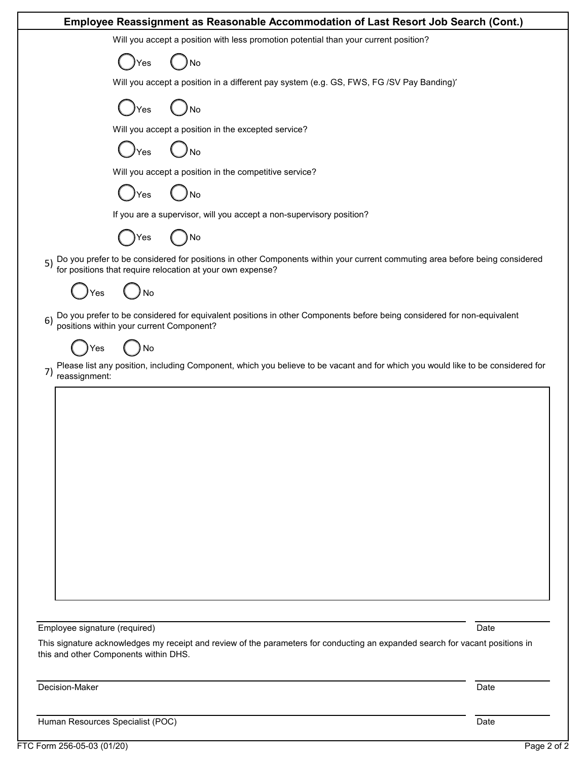## Employee Reassignment as Reasonable Accommodation of Last Resort Job Search (Cont.)

Will you accept a position with less promotion potential than your current position?

○ Yes ○ No

Will you accept a position in a different pay system (e.g. GS, FWS, FG /SV Pay Banding)'

○ Yes ○ No

Will you accept a position in the excepted service?

○ Yes ○ No

Will you accept a position in the competitive service?

○ Yes ○ No

If you are a supervisor, will you accept a non-supervisory position?

○ Yes ○ No

5) Do you prefer to be considered for positions in other Components within your current commuting area before being considered for positions that require relocation at your own expense?

○ Yes ○ No

6) Do you prefer to be considered for equivalent positions in other Components before being considered for non-equivalent positions within your current Component?

○ Yes ○ No

7) Please list any position, including Component, which you believe to be vacant and for which you would like to be considered for reassignment:

&nbsp;

_______________________________________ Date ________

Employee signature (required)

This signature acknowledges my receipt and review of the parameters for conducting an expanded search for vacant positions in this and other Components within DHS.

_______________________________________ Date ________

Decision-Maker

_______________________________________ Date ________

Human Resources Specialist (POC)

FTC Form 256-05-03 (01/20)